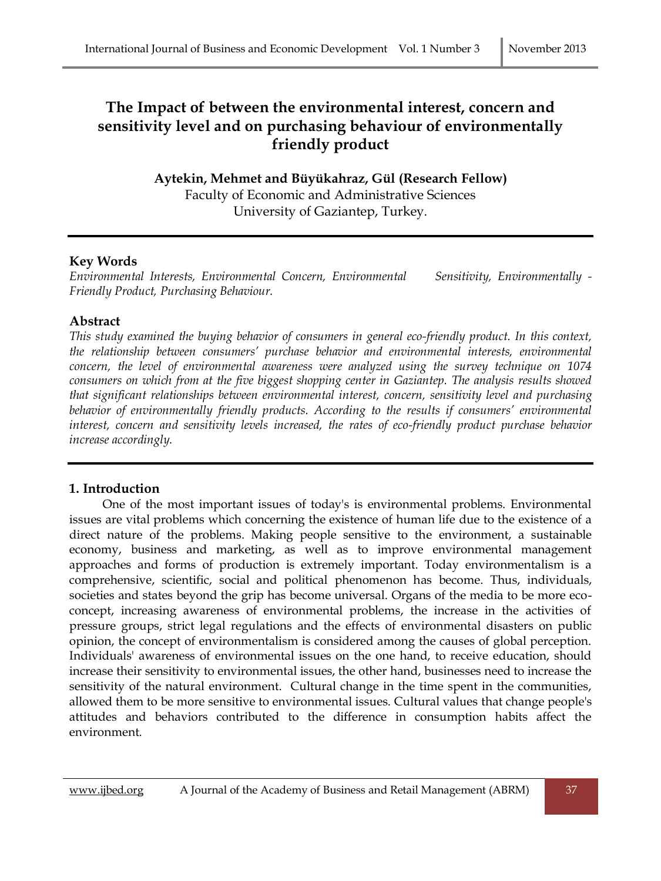# The Impact of between the environmental interest, concern and sensitivity level and on purchasing behaviour of environmentally friendly product

**Aytekin, Mehmet and Büyükahraz, Gül (Research Fellow)**
Faculty of Economic and Administrative Sciences
University of Gaziantep, Turkey.

## Key Words

*Environmental Interests, Environmental Concern, Environmental Sensitivity, Environmentally - Friendly Product, Purchasing Behaviour.*

## Abstract

*This study examined the buying behavior of consumers in general eco-friendly product. In this context, the relationship between consumers' purchase behavior and environmental interests, environmental concern, the level of environmental awareness were analyzed using the survey technique on 1074 consumers on which from at the five biggest shopping center in Gaziantep. The analysis results showed that significant relationships between environmental interest, concern, sensitivity level and purchasing behavior of environmentally friendly products. According to the results if consumers' environmental interest, concern and sensitivity levels increased, the rates of eco-friendly product purchase behavior increase accordingly.*

## 1. Introduction

One of the most important issues of today's is environmental problems. Environmental issues are vital problems which concerning the existence of human life due to the existence of a direct nature of the problems. Making people sensitive to the environment, a sustainable economy, business and marketing, as well as to improve environmental management approaches and forms of production is extremely important. Today environmentalism is a comprehensive, scientific, social and political phenomenon has become. Thus, individuals, societies and states beyond the grip has become universal. Organs of the media to be more eco-concept, increasing awareness of environmental problems, the increase in the activities of pressure groups, strict legal regulations and the effects of environmental disasters on public opinion, the concept of environmentalism is considered among the causes of global perception. Individuals' awareness of environmental issues on the one hand, to receive education, should increase their sensitivity to environmental issues, the other hand, businesses need to increase the sensitivity of the natural environment. Cultural change in the time spent in the communities, allowed them to be more sensitive to environmental issues. Cultural values that change people's attitudes and behaviors contributed to the difference in consumption habits affect the environment.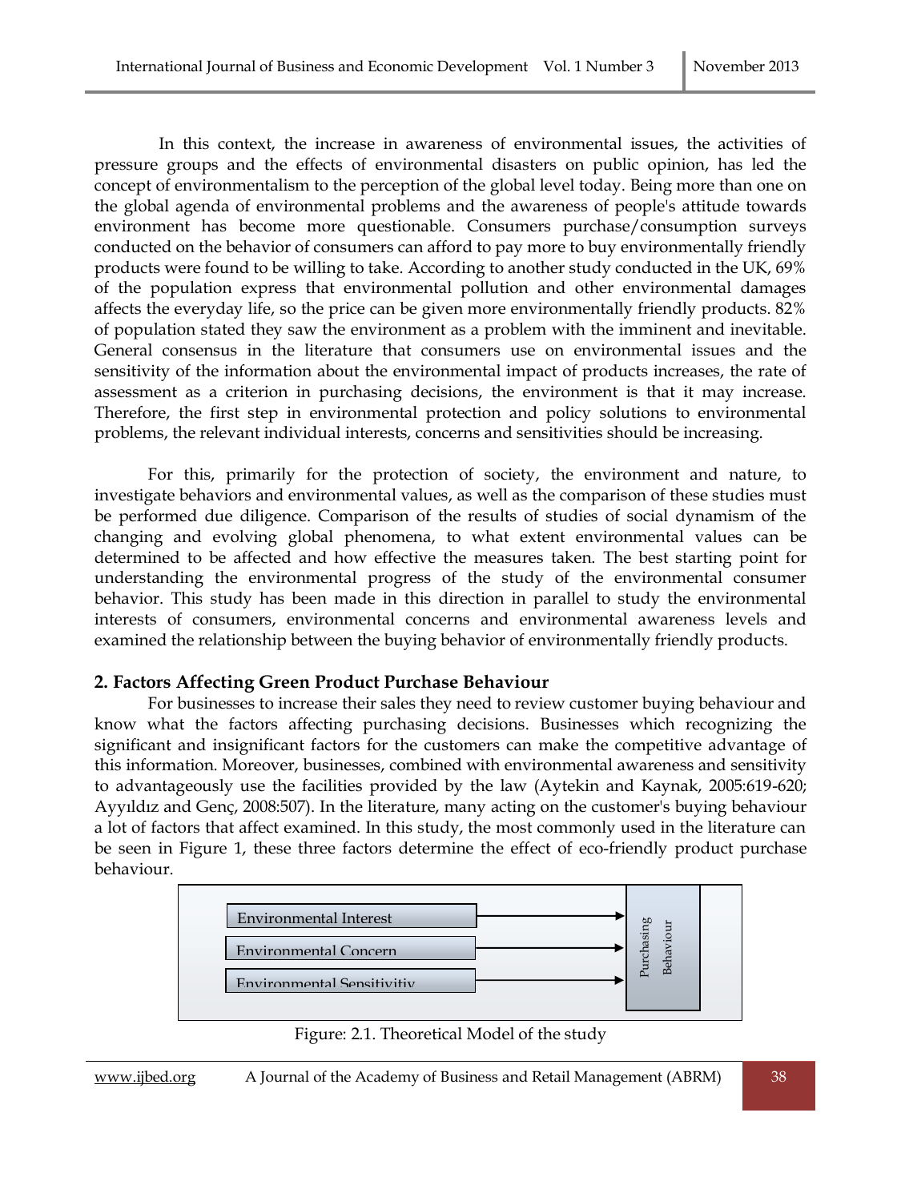In this context, the increase in awareness of environmental issues, the activities of pressure groups and the effects of environmental disasters on public opinion, has led the concept of environmentalism to the perception of the global level today. Being more than one on the global agenda of environmental problems and the awareness of people's attitude towards environment has become more questionable. Consumers purchase/consumption surveys conducted on the behavior of consumers can afford to pay more to buy environmentally friendly products were found to be willing to take. According to another study conducted in the UK, 69% of the population express that environmental pollution and other environmental damages affects the everyday life, so the price can be given more environmentally friendly products. 82% of population stated they saw the environment as a problem with the imminent and inevitable. General consensus in the literature that consumers use on environmental issues and the sensitivity of the information about the environmental impact of products increases, the rate of assessment as a criterion in purchasing decisions, the environment is that it may increase. Therefore, the first step in environmental protection and policy solutions to environmental problems, the relevant individual interests, concerns and sensitivities should be increasing.

For this, primarily for the protection of society, the environment and nature, to investigate behaviors and environmental values, as well as the comparison of these studies must be performed due diligence. Comparison of the results of studies of social dynamism of the changing and evolving global phenomena, to what extent environmental values can be determined to be affected and how effective the measures taken. The best starting point for understanding the environmental progress of the study of the environmental consumer behavior. This study has been made in this direction in parallel to study the environmental interests of consumers, environmental concerns and environmental awareness levels and examined the relationship between the buying behavior of environmentally friendly products.

## 2. Factors Affecting Green Product Purchase Behaviour

For businesses to increase their sales they need to review customer buying behaviour and know what the factors affecting purchasing decisions. Businesses which recognizing the significant and insignificant factors for the customers can make the competitive advantage of this information. Moreover, businesses, combined with environmental awareness and sensitivity to advantageously use the facilities provided by the law (Aytekin and Kaynak, 2005:619-620; Ayyıldız and Genç, 2008:507). In the literature, many acting on the customer's buying behaviour a lot of factors that affect examined. In this study, the most commonly used in the literature can be seen in Figure 1, these three factors determine the effect of eco-friendly product purchase behaviour.

Environmental Interest → Purchasing Behaviour
Environmental Concern → Purchasing Behaviour
Environmental Sensitivity → Purchasing Behaviour

Figure: 2.1. Theoretical Model of the study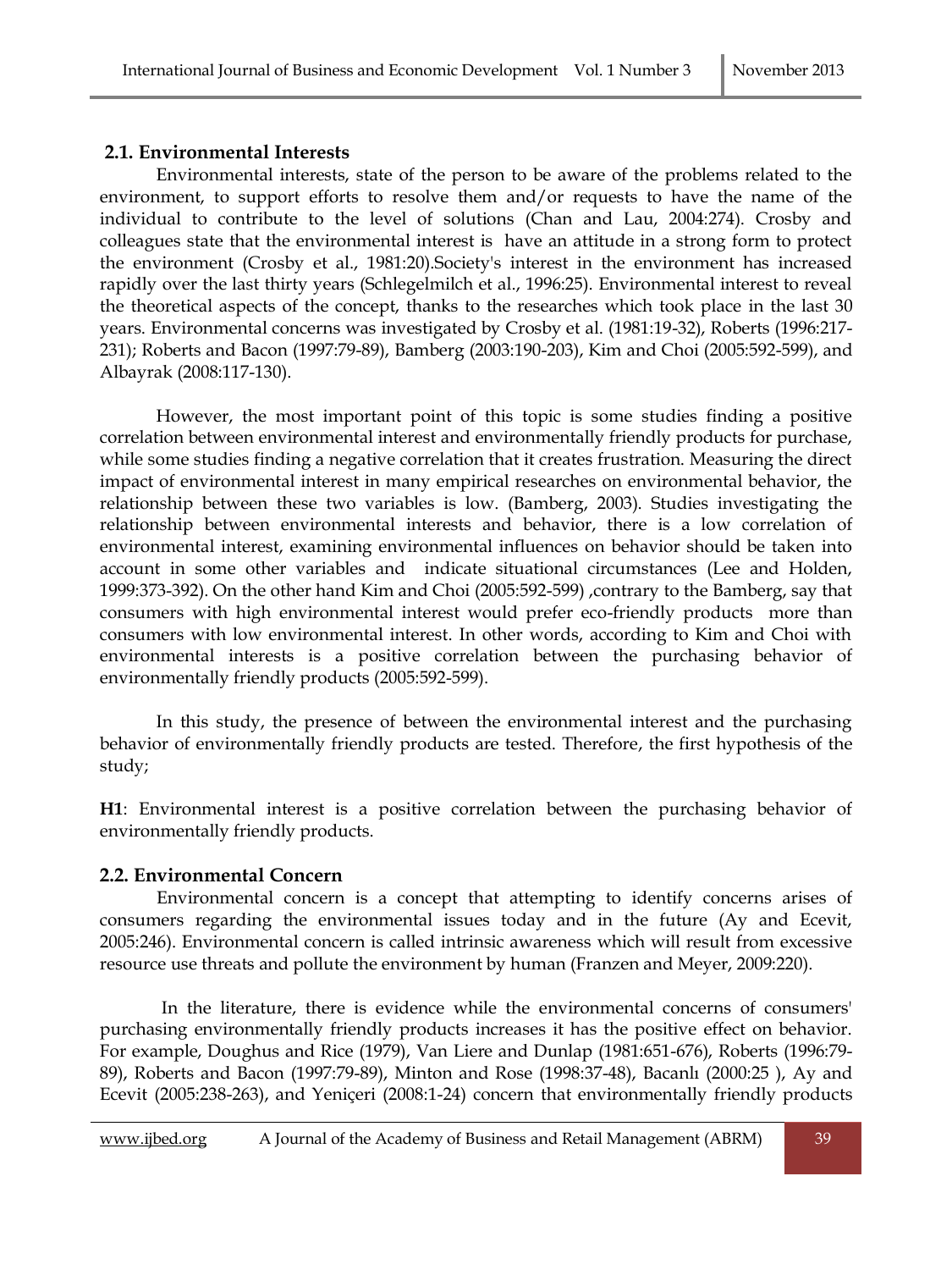## 2.1. Environmental Interests

Environmental interests, state of the person to be aware of the problems related to the environment, to support efforts to resolve them and/or requests to have the name of the individual to contribute to the level of solutions (Chan and Lau, 2004:274). Crosby and colleagues state that the environmental interest is have an attitude in a strong form to protect the environment (Crosby et al., 1981:20).Society's interest in the environment has increased rapidly over the last thirty years (Schlegelmilch et al., 1996:25). Environmental interest to reveal the theoretical aspects of the concept, thanks to the researches which took place in the last 30 years. Environmental concerns was investigated by Crosby et al. (1981:19-32), Roberts (1996:217-231); Roberts and Bacon (1997:79-89), Bamberg (2003:190-203), Kim and Choi (2005:592-599), and Albayrak (2008:117-130).

However, the most important point of this topic is some studies finding a positive correlation between environmental interest and environmentally friendly products for purchase, while some studies finding a negative correlation that it creates frustration. Measuring the direct impact of environmental interest in many empirical researches on environmental behavior, the relationship between these two variables is low. (Bamberg, 2003). Studies investigating the relationship between environmental interests and behavior, there is a low correlation of environmental interest, examining environmental influences on behavior should be taken into account in some other variables and indicate situational circumstances (Lee and Holden, 1999:373-392). On the other hand Kim and Choi (2005:592-599) ,contrary to the Bamberg, say that consumers with high environmental interest would prefer eco-friendly products more than consumers with low environmental interest. In other words, according to Kim and Choi with environmental interests is a positive correlation between the purchasing behavior of environmentally friendly products (2005:592-599).

In this study, the presence of between the environmental interest and the purchasing behavior of environmentally friendly products are tested. Therefore, the first hypothesis of the study;

**H1**: Environmental interest is a positive correlation between the purchasing behavior of environmentally friendly products.

## 2.2. Environmental Concern

Environmental concern is a concept that attempting to identify concerns arises of consumers regarding the environmental issues today and in the future (Ay and Ecevit, 2005:246). Environmental concern is called intrinsic awareness which will result from excessive resource use threats and pollute the environment by human (Franzen and Meyer, 2009:220).

In the literature, there is evidence while the environmental concerns of consumers' purchasing environmentally friendly products increases it has the positive effect on behavior. For example, Doughus and Rice (1979), Van Liere and Dunlap (1981:651-676), Roberts (1996:79-89), Roberts and Bacon (1997:79-89), Minton and Rose (1998:37-48), Bacanlı (2000:25 ), Ay and Ecevit (2005:238-263), and Yeniçeri (2008:1-24) concern that environmentally friendly products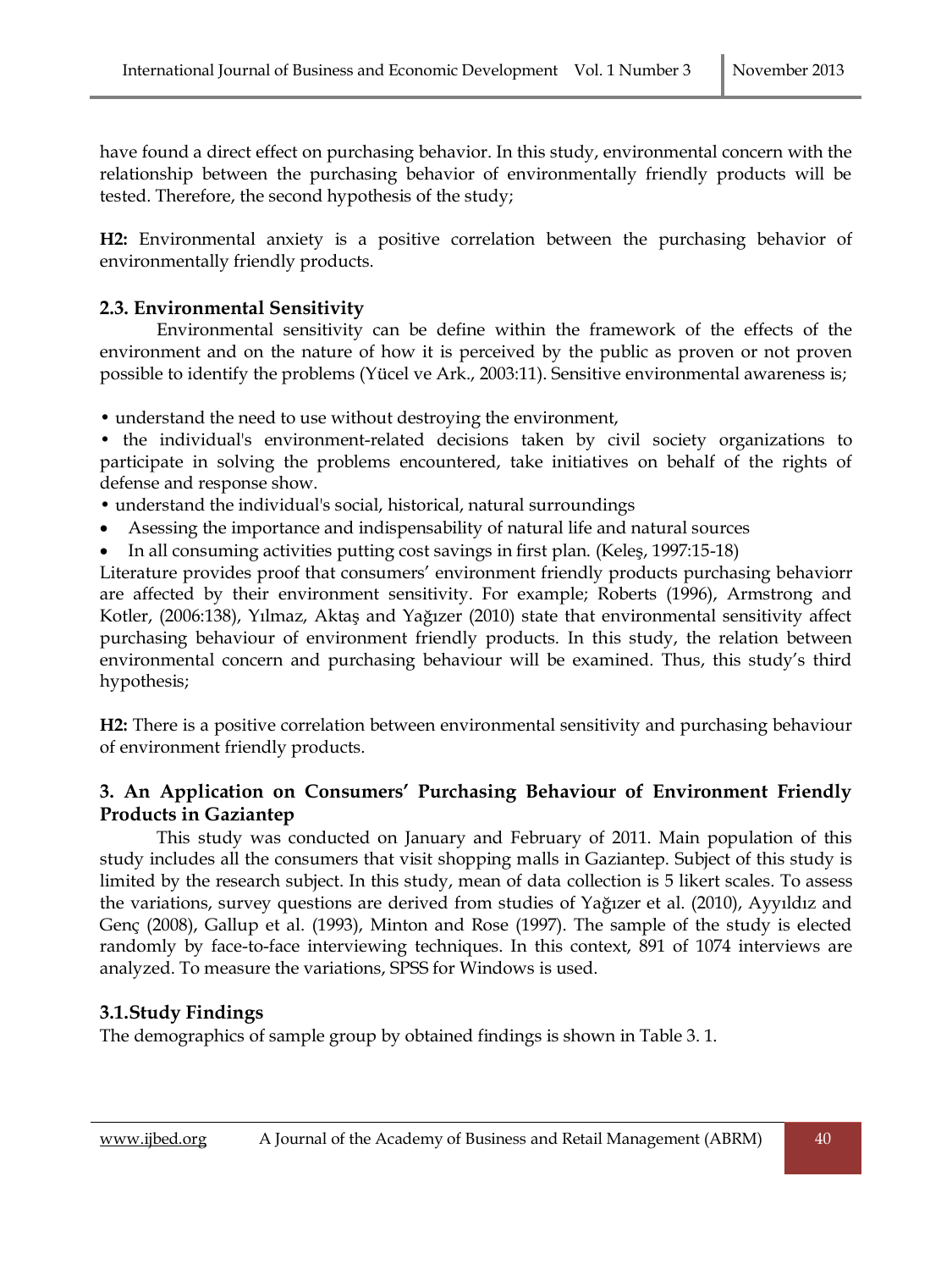have found a direct effect on purchasing behavior. In this study, environmental concern with the relationship between the purchasing behavior of environmentally friendly products will be tested. Therefore, the second hypothesis of the study;

**H2:** Environmental anxiety is a positive correlation between the purchasing behavior of environmentally friendly products.

### 2.3. Environmental Sensitivity

Environmental sensitivity can be define within the framework of the effects of the environment and on the nature of how it is perceived by the public as proven or not proven possible to identify the problems (Yücel ve Ark., 2003:11). Sensitive environmental awareness is;

- understand the need to use without destroying the environment,
- the individual's environment-related decisions taken by civil society organizations to participate in solving the problems encountered, take initiatives on behalf of the rights of defense and response show.
- understand the individual's social, historical, natural surroundings
- Asessing the importance and indispensability of natural life and natural sources
- In all consuming activities putting cost savings in first plan. (Keleş, 1997:15-18)

Literature provides proof that consumers' environment friendly products purchasing behaviorr are affected by their environment sensitivity. For example; Roberts (1996), Armstrong and Kotler, (2006:138), Yılmaz, Aktaş and Yağızer (2010) state that environmental sensitivity affect purchasing behaviour of environment friendly products. In this study, the relation between environmental concern and purchasing behaviour will be examined. Thus, this study's third hypothesis;

**H2:** There is a positive correlation between environmental sensitivity and purchasing behaviour of environment friendly products.

## 3. An Application on Consumers' Purchasing Behaviour of Environment Friendly Products in Gaziantep

This study was conducted on January and February of 2011. Main population of this study includes all the consumers that visit shopping malls in Gaziantep. Subject of this study is limited by the research subject. In this study, mean of data collection is 5 likert scales. To assess the variations, survey questions are derived from studies of Yağızer et al. (2010), Ayyıldız and Genç (2008), Gallup et al. (1993), Minton and Rose (1997). The sample of the study is elected randomly by face-to-face interviewing techniques. In this context, 891 of 1074 interviews are analyzed. To measure the variations, SPSS for Windows is used.

### 3.1. Study Findings

The demographics of sample group by obtained findings is shown in Table 3. 1.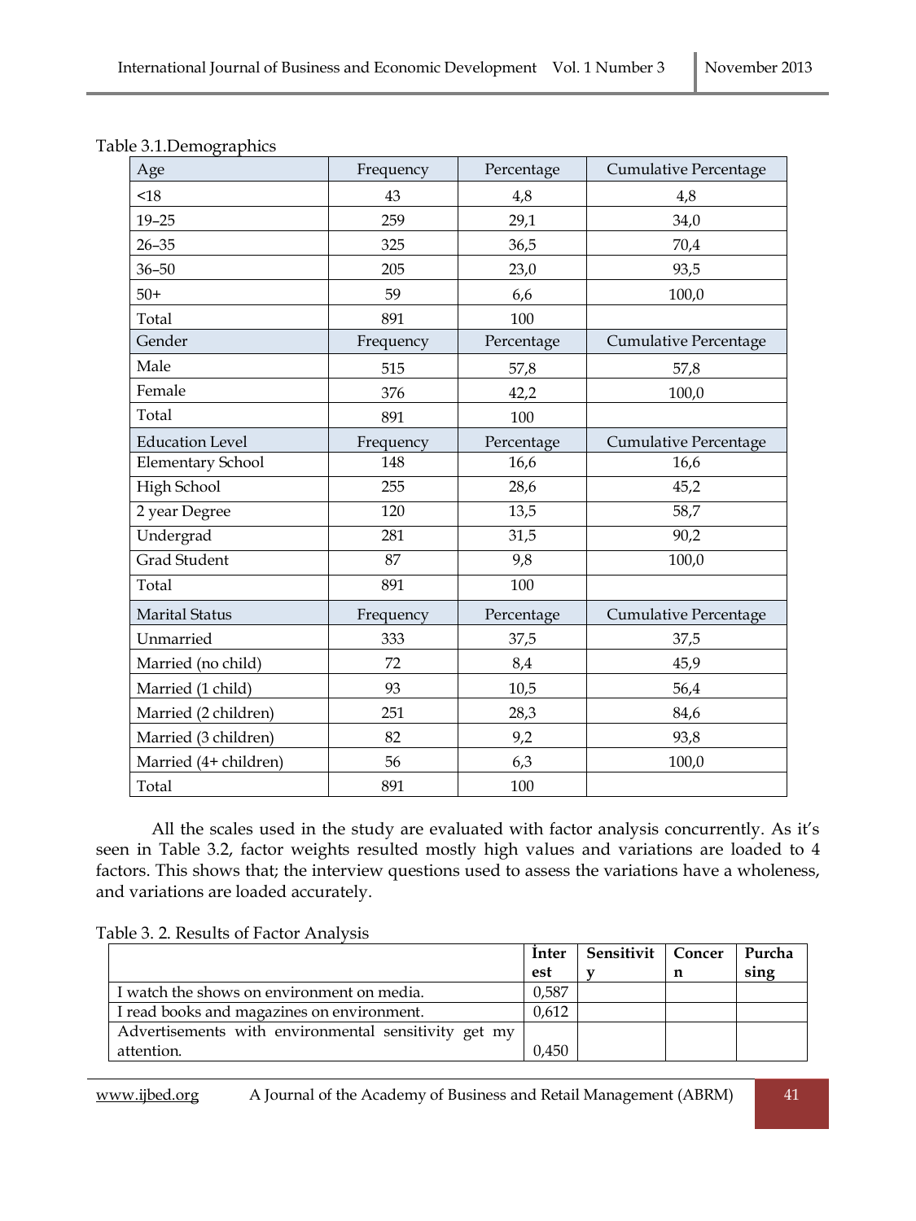Table 3.1.Demographics

| Age | Frequency | Percentage | Cumulative Percentage |
|---|---|---|---|
| <18 | 43 | 4,8 | 4,8 |
| 19–25 | 259 | 29,1 | 34,0 |
| 26–35 | 325 | 36,5 | 70,4 |
| 36–50 | 205 | 23,0 | 93,5 |
| 50+ | 59 | 6,6 | 100,0 |
| Total | 891 | 100 | |
| Gender | Frequency | Percentage | Cumulative Percentage |
| Male | 515 | 57,8 | 57,8 |
| Female | 376 | 42,2 | 100,0 |
| Total | 891 | 100 | |
| Education Level | Frequency | Percentage | Cumulative Percentage |
| Elementary School | 148 | 16,6 | 16,6 |
| High School | 255 | 28,6 | 45,2 |
| 2 year Degree | 120 | 13,5 | 58,7 |
| Undergrad | 281 | 31,5 | 90,2 |
| Grad Student | 87 | 9,8 | 100,0 |
| Total | 891 | 100 | |
| Marital Status | Frequency | Percentage | Cumulative Percentage |
| Unmarried | 333 | 37,5 | 37,5 |
| Married (no child) | 72 | 8,4 | 45,9 |
| Married (1 child) | 93 | 10,5 | 56,4 |
| Married (2 children) | 251 | 28,3 | 84,6 |
| Married (3 children) | 82 | 9,2 | 93,8 |
| Married (4+ children) | 56 | 6,3 | 100,0 |
| Total | 891 | 100 | |

All the scales used in the study are evaluated with factor analysis concurrently. As it's seen in Table 3.2, factor weights resulted mostly high values and variations are loaded to 4 factors. This shows that; the interview questions used to assess the variations have a wholeness, and variations are loaded accurately.

Table 3. 2. Results of Factor Analysis

| | **İnterest** | **Sensitivity** | **Concern** | **Purchasing** |
|---|---|---|---|---|
| I watch the shows on environment on media. | 0,587 | | | |
| I read books and magazines on environment. | 0,612 | | | |
| Advertisements with environmental sensitivity get my attention. | 0,450 | | | |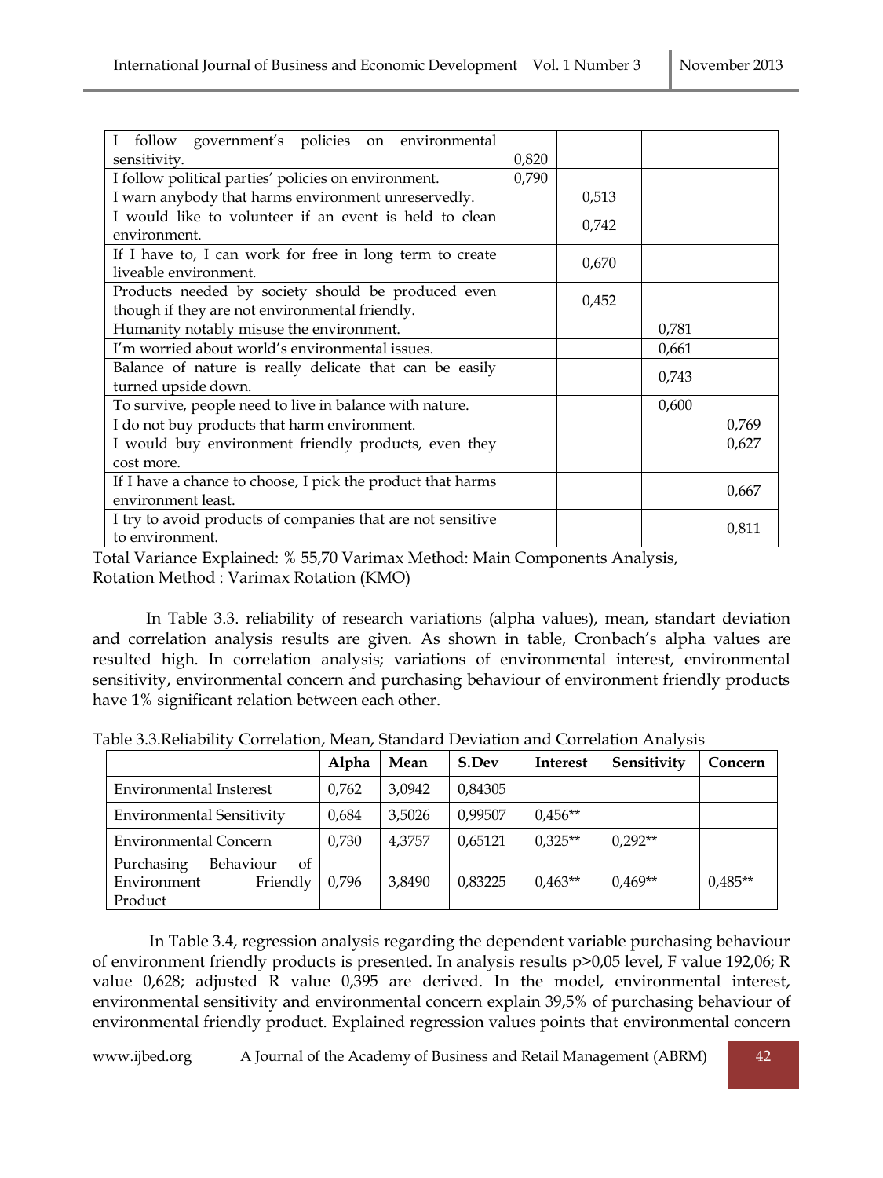| | | | | |
|---|---|---|---|---|
| I follow government's policies on environmental sensitivity. | 0,820 | | | |
| I follow political parties' policies on environment. | 0,790 | | | |
| I warn anybody that harms environment unreservedly. | | 0,513 | | |
| I would like to volunteer if an event is held to clean environment. | | 0,742 | | |
| If I have to, I can work for free in long term to create liveable environment. | | 0,670 | | |
| Products needed by society should be produced even though if they are not environmental friendly. | | 0,452 | | |
| Humanity notably misuse the environment. | | | 0,781 | |
| I'm worried about world's environmental issues. | | | 0,661 | |
| Balance of nature is really delicate that can be easily turned upside down. | | | 0,743 | |
| To survive, people need to live in balance with nature. | | | 0,600 | |
| I do not buy products that harm environment. | | | | 0,769 |
| I would buy environment friendly products, even they cost more. | | | | 0,627 |
| If I have a chance to choose, I pick the product that harms environment least. | | | | 0,667 |
| I try to avoid products of companies that are not sensitive to environment. | | | | 0,811 |

Total Variance Explained: % 55,70 Varimax Method: Main Components Analysis,
Rotation Method : Varimax Rotation (KMO)

In Table 3.3. reliability of research variations (alpha values), mean, standart deviation and correlation analysis results are given. As shown in table, Cronbach's alpha values are resulted high. In correlation analysis; variations of environmental interest, environmental sensitivity, environmental concern and purchasing behaviour of environment friendly products have 1% significant relation between each other.

Table 3.3.Reliability Correlation, Mean, Standard Deviation and Correlation Analysis

| | Alpha | Mean | S.Dev | Interest | Sensitivity | Concern |
|---|---|---|---|---|---|---|
| Environmental Insterest | 0,762 | 3,0942 | 0,84305 | | | |
| Environmental Sensitivity | 0,684 | 3,5026 | 0,99507 | 0,456** | | |
| Environmental Concern | 0,730 | 4,3757 | 0,65121 | 0,325** | 0,292** | |
| Purchasing Behaviour of Environment Friendly Product | 0,796 | 3,8490 | 0,83225 | 0,463** | 0,469** | 0,485** |

In Table 3.4, regression analysis regarding the dependent variable purchasing behaviour of environment friendly products is presented. In analysis results $p>0,05$ level, F value 192,06; R value 0,628; adjusted R value 0,395 are derived. In the model, environmental interest, environmental sensitivity and environmental concern explain 39,5% of purchasing behaviour of environmental friendly product. Explained regression values points that environmental concern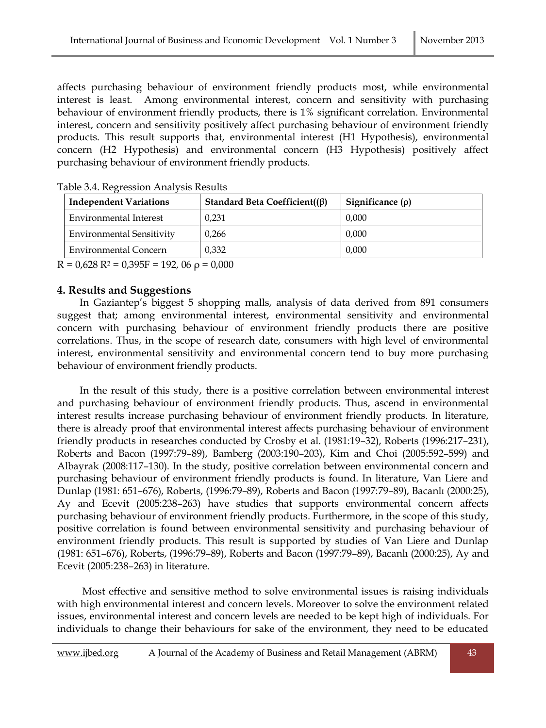affects purchasing behaviour of environment friendly products most, while environmental interest is least. Among environmental interest, concern and sensitivity with purchasing behaviour of environment friendly products, there is 1% significant correlation. Environmental interest, concern and sensitivity positively affect purchasing behaviour of environment friendly products. This result supports that, environmental interest (H1 Hypothesis), environmental concern (H2 Hypothesis) and environmental concern (H3 Hypothesis) positively affect purchasing behaviour of environment friendly products.

Table 3.4. Regression Analysis Results

| Independent Variations | Standard Beta Coefficient(($\beta$) | Significance ($\rho$) |
|---|---|---|
| Environmental Interest | 0,231 | 0,000 |
| Environmental Sensitivity | 0,266 | 0,000 |
| Environmental Concern | 0,332 | 0,000 |

R = 0,628 $R^2$ = 0,395F = 192, 06 $\rho$ = 0,000

## 4. Results and Suggestions

In Gaziantep's biggest 5 shopping malls, analysis of data derived from 891 consumers suggest that; among environmental interest, environmental sensitivity and environmental concern with purchasing behaviour of environment friendly products there are positive correlations. Thus, in the scope of research date, consumers with high level of environmental interest, environmental sensitivity and environmental concern tend to buy more purchasing behaviour of environment friendly products.

In the result of this study, there is a positive correlation between environmental interest and purchasing behaviour of environment friendly products. Thus, ascend in environmental interest results increase purchasing behaviour of environment friendly products. In literature, there is already proof that environmental interest affects purchasing behaviour of environment friendly products in researches conducted by Crosby et al. (1981:19–32), Roberts (1996:217–231), Roberts and Bacon (1997:79–89), Bamberg (2003:190–203), Kim and Choi (2005:592–599) and Albayrak (2008:117–130). In the study, positive correlation between environmental concern and purchasing behaviour of environment friendly products is found. In literature, Van Liere and Dunlap (1981: 651–676), Roberts, (1996:79–89), Roberts and Bacon (1997:79–89), Bacanlı (2000:25), Ay and Ecevit (2005:238–263) have studies that supports environmental concern affects purchasing behaviour of environment friendly products. Furthermore, in the scope of this study, positive correlation is found between environmental sensitivity and purchasing behaviour of environment friendly products. This result is supported by studies of Van Liere and Dunlap (1981: 651–676), Roberts, (1996:79–89), Roberts and Bacon (1997:79–89), Bacanlı (2000:25), Ay and Ecevit (2005:238–263) in literature.

Most effective and sensitive method to solve environmental issues is raising individuals with high environmental interest and concern levels. Moreover to solve the environment related issues, environmental interest and concern levels are needed to be kept high of individuals. For individuals to change their behaviours for sake of the environment, they need to be educated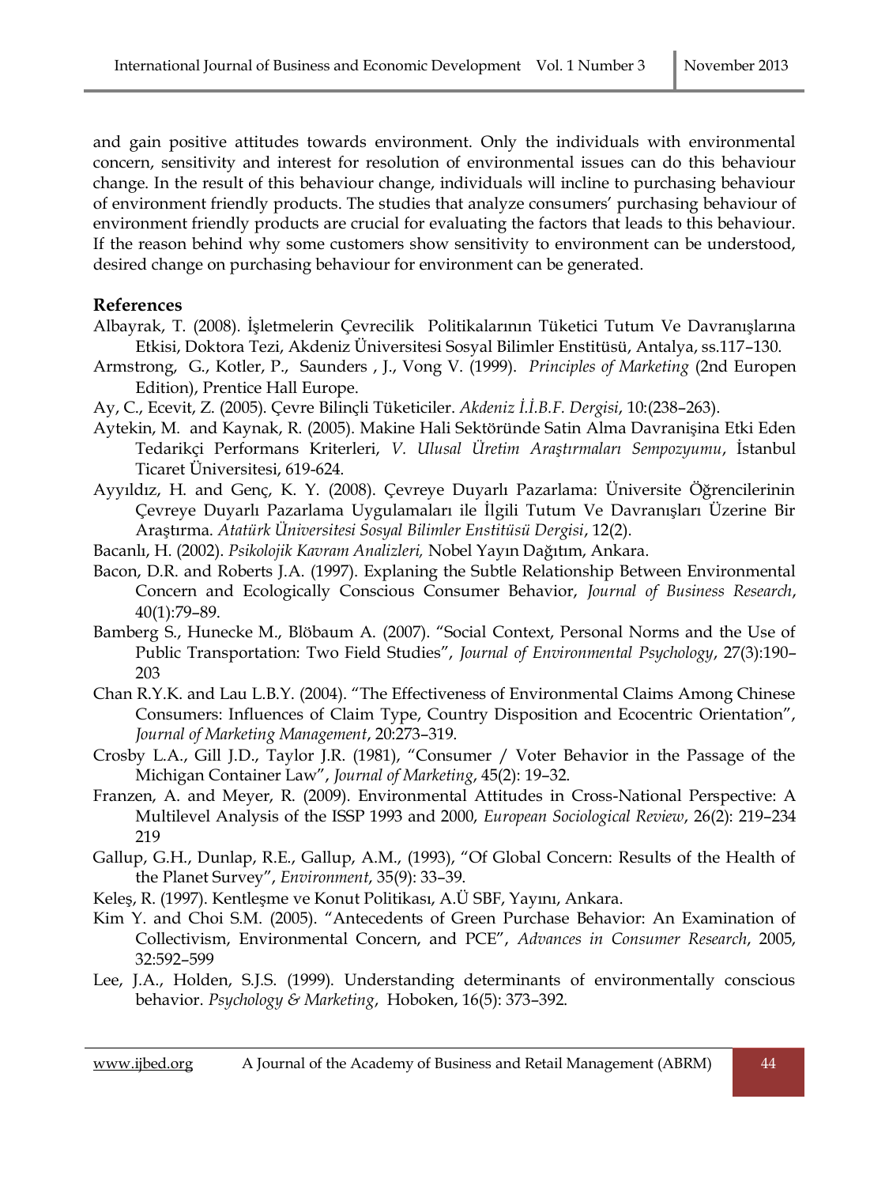and gain positive attitudes towards environment. Only the individuals with environmental concern, sensitivity and interest for resolution of environmental issues can do this behaviour change. In the result of this behaviour change, individuals will incline to purchasing behaviour of environment friendly products. The studies that analyze consumers' purchasing behaviour of environment friendly products are crucial for evaluating the factors that leads to this behaviour. If the reason behind why some customers show sensitivity to environment can be understood, desired change on purchasing behaviour for environment can be generated.

## References

Albayrak, T. (2008). İşletmelerin Çevrecilik Politikalarının Tüketici Tutum Ve Davranışlarına Etkisi, Doktora Tezi, Akdeniz Üniversitesi Sosyal Bilimler Enstitüsü, Antalya, ss.117–130.

Armstrong, G., Kotler, P., Saunders , J., Vong V. (1999). *Principles of Marketing* (2nd Europen Edition), Prentice Hall Europe.

Ay, C., Ecevit, Z. (2005). Çevre Bilinçli Tüketiciler. *Akdeniz İ.İ.B.F. Dergisi*, 10:(238–263).

Aytekin, M. and Kaynak, R. (2005). Makine Hali Sektöründe Satin Alma Davranişina Etki Eden Tedarikçi Performans Kriterleri, *V. Ulusal Üretim Araştırmaları Sempozyumu*, İstanbul Ticaret Üniversitesi, 619-624.

Ayyıldız, H. and Genç, K. Y. (2008). Çevreye Duyarlı Pazarlama: Üniversite Öğrencilerinin Çevreye Duyarlı Pazarlama Uygulamaları ile İlgili Tutum Ve Davranışları Üzerine Bir Araştırma. *Atatürk Üniversitesi Sosyal Bilimler Enstitüsü Dergisi*, 12(2).

Bacanlı, H. (2002). *Psikolojik Kavram Analizleri,* Nobel Yayın Dağıtım, Ankara.

Bacon, D.R. and Roberts J.A. (1997). Explaning the Subtle Relationship Between Environmental Concern and Ecologically Conscious Consumer Behavior, *Journal of Business Research*, 40(1):79–89.

Bamberg S., Hunecke M., Blöbaum A. (2007). "Social Context, Personal Norms and the Use of Public Transportation: Two Field Studies", *Journal of Environmental Psychology*, 27(3):190–203

Chan R.Y.K. and Lau L.B.Y. (2004). "The Effectiveness of Environmental Claims Among Chinese Consumers: Influences of Claim Type, Country Disposition and Ecocentric Orientation", *Journal of Marketing Management*, 20:273–319.

Crosby L.A., Gill J.D., Taylor J.R. (1981), "Consumer / Voter Behavior in the Passage of the Michigan Container Law", *Journal of Marketing*, 45(2): 19–32.

Franzen, A. and Meyer, R. (2009). Environmental Attitudes in Cross-National Perspective: A Multilevel Analysis of the ISSP 1993 and 2000, *European Sociological Review*, 26(2): 219–234 219

Gallup, G.H., Dunlap, R.E., Gallup, A.M., (1993), "Of Global Concern: Results of the Health of the Planet Survey", *Environment*, 35(9): 33–39.

Keleş, R. (1997). Kentleşme ve Konut Politikası, A.Ü SBF, Yayını, Ankara.

Kim Y. and Choi S.M. (2005). "Antecedents of Green Purchase Behavior: An Examination of Collectivism, Environmental Concern, and PCE", *Advances in Consumer Research*, 2005, 32:592–599

Lee, J.A., Holden, S.J.S. (1999). Understanding determinants of environmentally conscious behavior. *Psychology & Marketing*, Hoboken, 16(5): 373–392.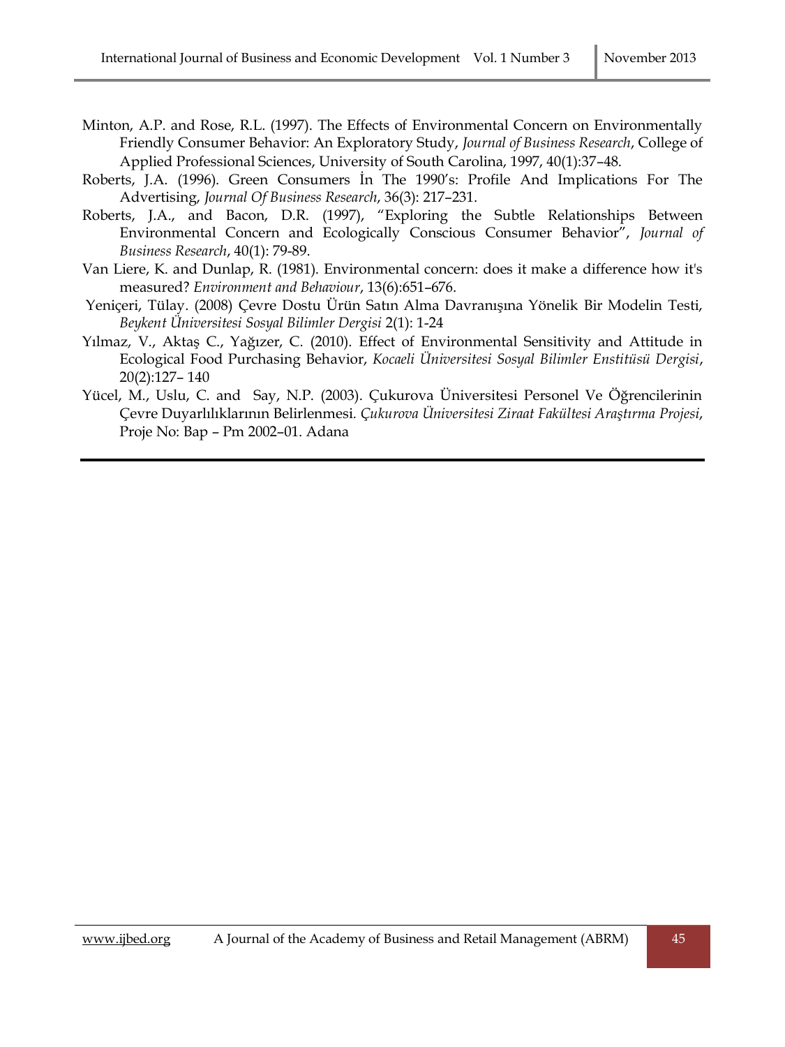Minton, A.P. and Rose, R.L. (1997). The Effects of Environmental Concern on Environmentally Friendly Consumer Behavior: An Exploratory Study, *Journal of Business Research*, College of Applied Professional Sciences, University of South Carolina, 1997, 40(1):37–48.

Roberts, J.A. (1996). Green Consumers İn The 1990's: Profile And Implications For The Advertising, *Journal Of Business Research*, 36(3): 217–231.

Roberts, J.A., and Bacon, D.R. (1997), "Exploring the Subtle Relationships Between Environmental Concern and Ecologically Conscious Consumer Behavior", *Journal of Business Research*, 40(1): 79-89.

Van Liere, K. and Dunlap, R. (1981). Environmental concern: does it make a difference how it's measured? *Environment and Behaviour*, 13(6):651–676.

Yeniçeri, Tülay. (2008) Çevre Dostu Ürün Satın Alma Davranışına Yönelik Bir Modelin Testi, *Beykent Üniversitesi Sosyal Bilimler Dergisi* 2(1): 1-24

Yılmaz, V., Aktaş C., Yağızer, C. (2010). Effect of Environmental Sensitivity and Attitude in Ecological Food Purchasing Behavior, *Kocaeli Üniversitesi Sosyal Bilimler Enstitüsü Dergisi*, 20(2):127– 140

Yücel, M., Uslu, C. and Say, N.P. (2003). Çukurova Üniversitesi Personel Ve Öğrencilerinin Çevre Duyarlılıklarının Belirlenmesi. *Çukurova Üniversitesi Ziraat Fakültesi Araştırma Projesi*, Proje No: Bap – Pm 2002–01. Adana